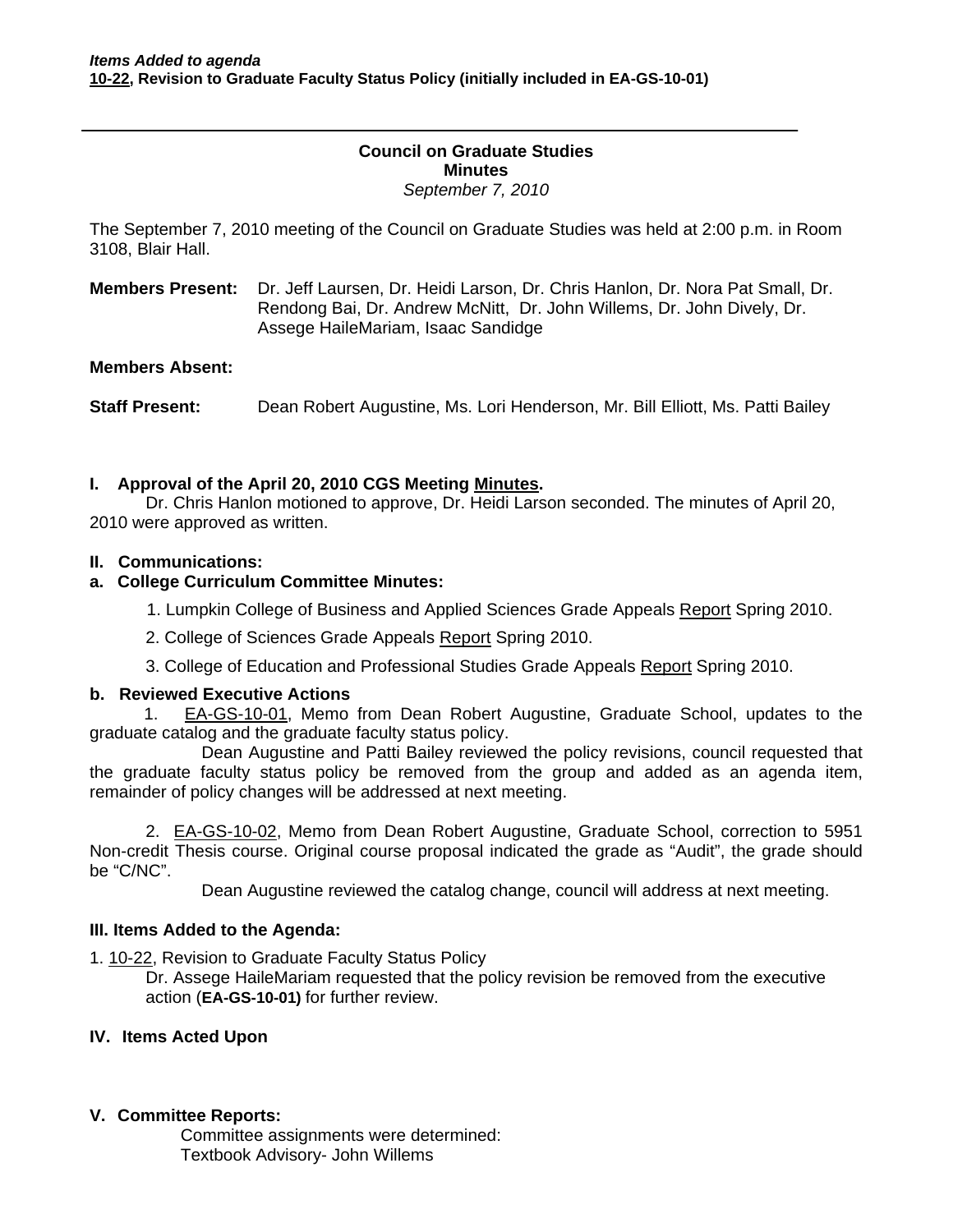***Items Added to agenda***
**10-22, Revision to Graduate Faculty Status Policy (initially included in EA-GS-10-01)**

---

**Council on Graduate Studies**
**Minutes**
*September 7, 2010*

The September 7, 2010 meeting of the Council on Graduate Studies was held at 2:00 p.m. in Room 3108, Blair Hall.

**Members Present:** Dr. Jeff Laursen, Dr. Heidi Larson, Dr. Chris Hanlon, Dr. Nora Pat Small, Dr. Rendong Bai, Dr. Andrew McNitt, Dr. John Willems, Dr. John Dively, Dr. Assege HaileMariam, Isaac Sandidge

**Members Absent:**

**Staff Present:** Dean Robert Augustine, Ms. Lori Henderson, Mr. Bill Elliott, Ms. Patti Bailey

**I. Approval of the April 20, 2010 CGS Meeting Minutes.**

Dr. Chris Hanlon motioned to approve, Dr. Heidi Larson seconded. The minutes of April 20, 2010 were approved as written.

**II. Communications:**

**a. College Curriculum Committee Minutes:**

1. Lumpkin College of Business and Applied Sciences Grade Appeals Report Spring 2010.
2. College of Sciences Grade Appeals Report Spring 2010.
3. College of Education and Professional Studies Grade Appeals Report Spring 2010.

**b. Reviewed Executive Actions**

1. EA-GS-10-01, Memo from Dean Robert Augustine, Graduate School, updates to the graduate catalog and the graduate faculty status policy.

Dean Augustine and Patti Bailey reviewed the policy revisions, council requested that the graduate faculty status policy be removed from the group and added as an agenda item, remainder of policy changes will be addressed at next meeting.

2. EA-GS-10-02, Memo from Dean Robert Augustine, Graduate School, correction to 5951 Non-credit Thesis course. Original course proposal indicated the grade as "Audit", the grade should be "C/NC".

Dean Augustine reviewed the catalog change, council will address at next meeting.

**III. Items Added to the Agenda:**

1. 10-22, Revision to Graduate Faculty Status Policy

Dr. Assege HaileMariam requested that the policy revision be removed from the executive action (**EA-GS-10-01)** for further review.

**IV. Items Acted Upon**

**V. Committee Reports:**

Committee assignments were determined:
Textbook Advisory- John Willems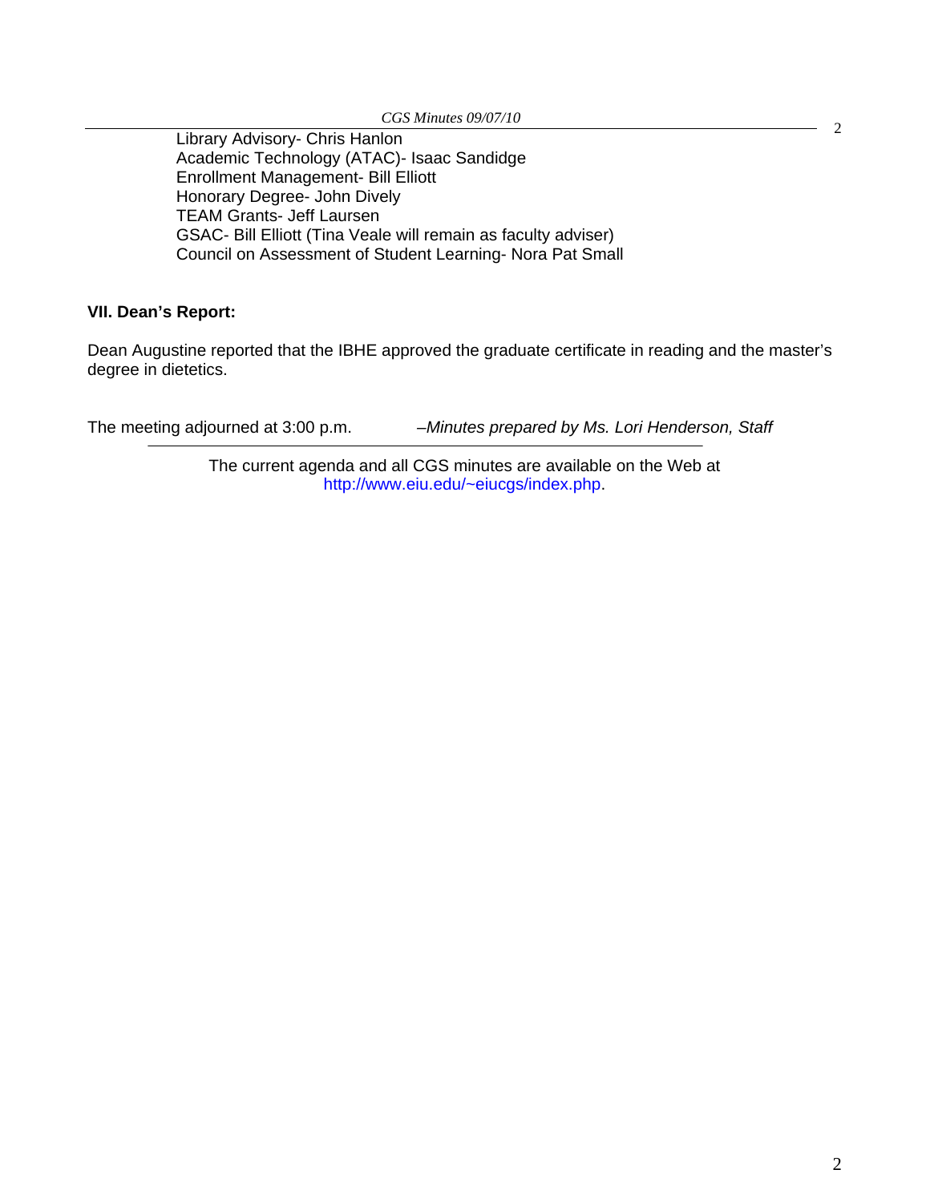Library Advisory- Chris Hanlon
Academic Technology (ATAC)- Isaac Sandidge
Enrollment Management- Bill Elliott
Honorary Degree- John Dively
TEAM Grants- Jeff Laursen
GSAC- Bill Elliott (Tina Veale will remain as faculty adviser)
Council on Assessment of Student Learning- Nora Pat Small

**VII. Dean's Report:**

Dean Augustine reported that the IBHE approved the graduate certificate in reading and the master's degree in dietetics.

The meeting adjourned at 3:00 p.m. *–Minutes prepared by Ms. Lori Henderson, Staff*

---

The current agenda and all CGS minutes are available on the Web at http://www.eiu.edu/~eiucgs/index.php.